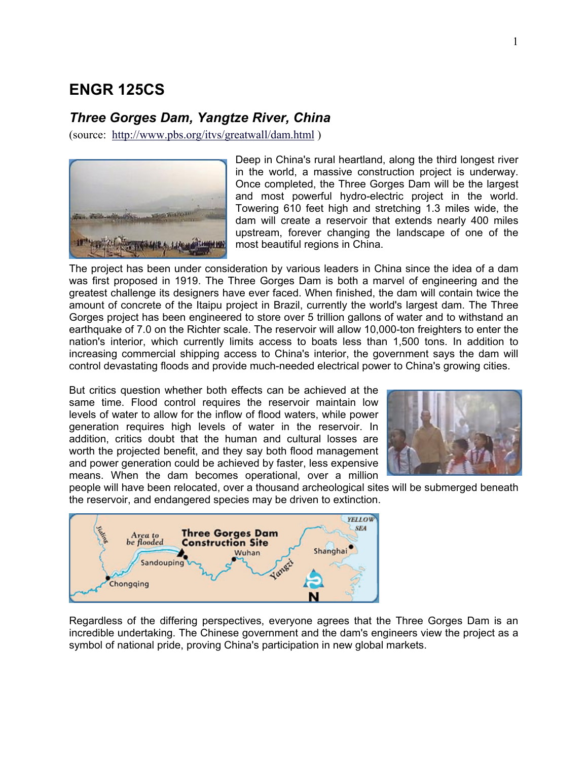# ENGR 125CS

## *Three Gorges Dam, Yangtze River, China*

(source: http://www.pbs.org/itvs/greatwall/dam.html )

Deep in China's rural heartland, along the third longest river in the world, a massive construction project is underway. Once completed, the Three Gorges Dam will be the largest and most powerful hydro-electric project in the world. Towering 610 feet high and stretching 1.3 miles wide, the dam will create a reservoir that extends nearly 400 miles upstream, forever changing the landscape of one of the most beautiful regions in China.

The project has been under consideration by various leaders in China since the idea of a dam was first proposed in 1919. The Three Gorges Dam is both a marvel of engineering and the greatest challenge its designers have ever faced. When finished, the dam will contain twice the amount of concrete of the Itaipu project in Brazil, currently the world's largest dam. The Three Gorges project has been engineered to store over 5 trillion gallons of water and to withstand an earthquake of 7.0 on the Richter scale. The reservoir will allow 10,000-ton freighters to enter the nation's interior, which currently limits access to boats less than 1,500 tons. In addition to increasing commercial shipping access to China's interior, the government says the dam will control devastating floods and provide much-needed electrical power to China's growing cities.

But critics question whether both effects can be achieved at the same time. Flood control requires the reservoir maintain low levels of water to allow for the inflow of flood waters, while power generation requires high levels of water in the reservoir. In addition, critics doubt that the human and cultural losses are worth the projected benefit, and they say both flood management and power generation could be achieved by faster, less expensive means. When the dam becomes operational, over a million people will have been relocated, over a thousand archeological sites will be submerged beneath the reservoir, and endangered species may be driven to extinction.

Regardless of the differing perspectives, everyone agrees that the Three Gorges Dam is an incredible undertaking. The Chinese government and the dam's engineers view the project as a symbol of national pride, proving China's participation in new global markets.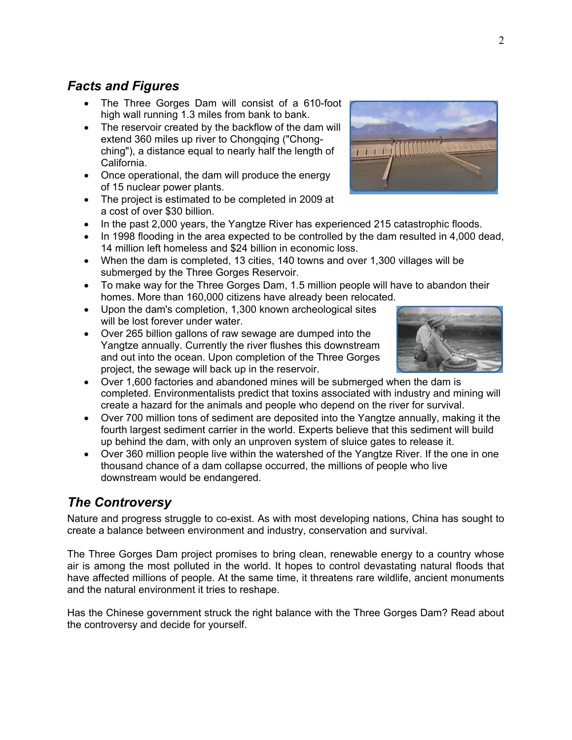## *Facts and Figures*

- The Three Gorges Dam will consist of a 610-foot high wall running 1.3 miles from bank to bank.
- The reservoir created by the backflow of the dam will extend 360 miles up river to Chongqing ("Chong-ching"), a distance equal to nearly half the length of California.
- Once operational, the dam will produce the energy of 15 nuclear power plants.
- The project is estimated to be completed in 2009 at a cost of over $30 billion.
- In the past 2,000 years, the Yangtze River has experienced 215 catastrophic floods.
- In 1998 flooding in the area expected to be controlled by the dam resulted in 4,000 dead, 14 million left homeless and $24 billion in economic loss.
- When the dam is completed, 13 cities, 140 towns and over 1,300 villages will be submerged by the Three Gorges Reservoir.
- To make way for the Three Gorges Dam, 1.5 million people will have to abandon their homes. More than 160,000 citizens have already been relocated.
- Upon the dam's completion, 1,300 known archeological sites will be lost forever under water.
- Over 265 billion gallons of raw sewage are dumped into the Yangtze annually. Currently the river flushes this downstream and out into the ocean. Upon completion of the Three Gorges project, the sewage will back up in the reservoir.
- Over 1,600 factories and abandoned mines will be submerged when the dam is completed. Environmentalists predict that toxins associated with industry and mining will create a hazard for the animals and people who depend on the river for survival.
- Over 700 million tons of sediment are deposited into the Yangtze annually, making it the fourth largest sediment carrier in the world. Experts believe that this sediment will build up behind the dam, with only an unproven system of sluice gates to release it.
- Over 360 million people live within the watershed of the Yangtze River. If the one in one thousand chance of a dam collapse occurred, the millions of people who live downstream would be endangered.

## *The Controversy*

Nature and progress struggle to co-exist. As with most developing nations, China has sought to create a balance between environment and industry, conservation and survival.

The Three Gorges Dam project promises to bring clean, renewable energy to a country whose air is among the most polluted in the world. It hopes to control devastating natural floods that have affected millions of people. At the same time, it threatens rare wildlife, ancient monuments and the natural environment it tries to reshape.

Has the Chinese government struck the right balance with the Three Gorges Dam? Read about the controversy and decide for yourself.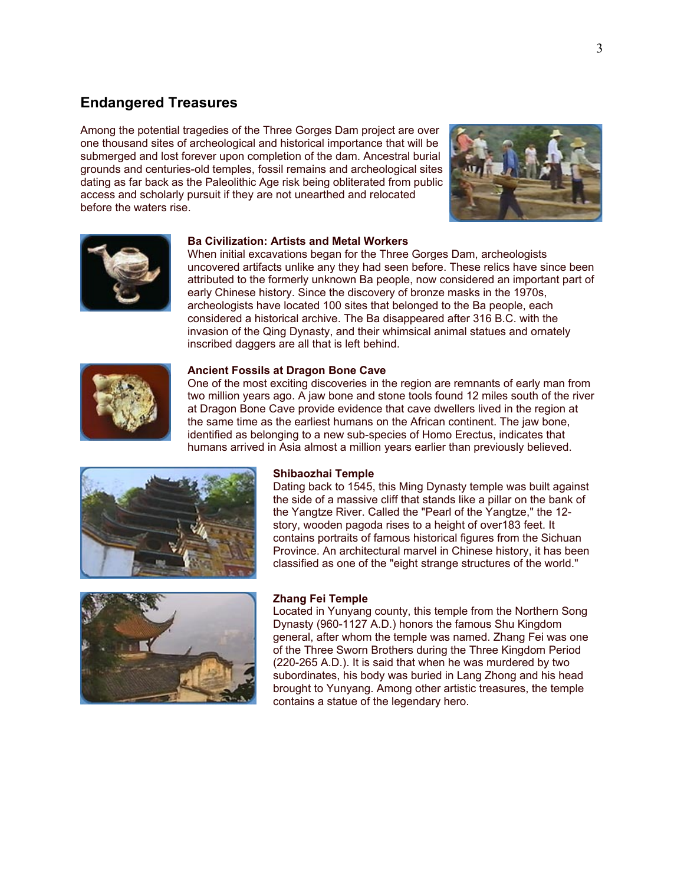## Endangered Treasures

Among the potential tragedies of the Three Gorges Dam project are over one thousand sites of archeological and historical importance that will be submerged and lost forever upon completion of the dam. Ancestral burial grounds and centuries-old temples, fossil remains and archeological sites dating as far back as the Paleolithic Age risk being obliterated from public access and scholarly pursuit if they are not unearthed and relocated before the waters rise.

**Ba Civilization: Artists and Metal Workers**
When initial excavations began for the Three Gorges Dam, archeologists uncovered artifacts unlike any they had seen before. These relics have since been attributed to the formerly unknown Ba people, now considered an important part of early Chinese history. Since the discovery of bronze masks in the 1970s, archeologists have located 100 sites that belonged to the Ba people, each considered a historical archive. The Ba disappeared after 316 B.C. with the invasion of the Qing Dynasty, and their whimsical animal statues and ornately inscribed daggers are all that is left behind.

**Ancient Fossils at Dragon Bone Cave**
One of the most exciting discoveries in the region are remnants of early man from two million years ago. A jaw bone and stone tools found 12 miles south of the river at Dragon Bone Cave provide evidence that cave dwellers lived in the region at the same time as the earliest humans on the African continent. The jaw bone, identified as belonging to a new sub-species of Homo Erectus, indicates that humans arrived in Asia almost a million years earlier than previously believed.

**Shibaozhai Temple**
Dating back to 1545, this Ming Dynasty temple was built against the side of a massive cliff that stands like a pillar on the bank of the Yangtze River. Called the "Pearl of the Yangtze," the 12-story, wooden pagoda rises to a height of over183 feet. It contains portraits of famous historical figures from the Sichuan Province. An architectural marvel in Chinese history, it has been classified as one of the "eight strange structures of the world."

**Zhang Fei Temple**
Located in Yunyang county, this temple from the Northern Song Dynasty (960-1127 A.D.) honors the famous Shu Kingdom general, after whom the temple was named. Zhang Fei was one of the Three Sworn Brothers during the Three Kingdom Period (220-265 A.D.). It is said that when he was murdered by two subordinates, his body was buried in Lang Zhong and his head brought to Yunyang. Among other artistic treasures, the temple contains a statue of the legendary hero.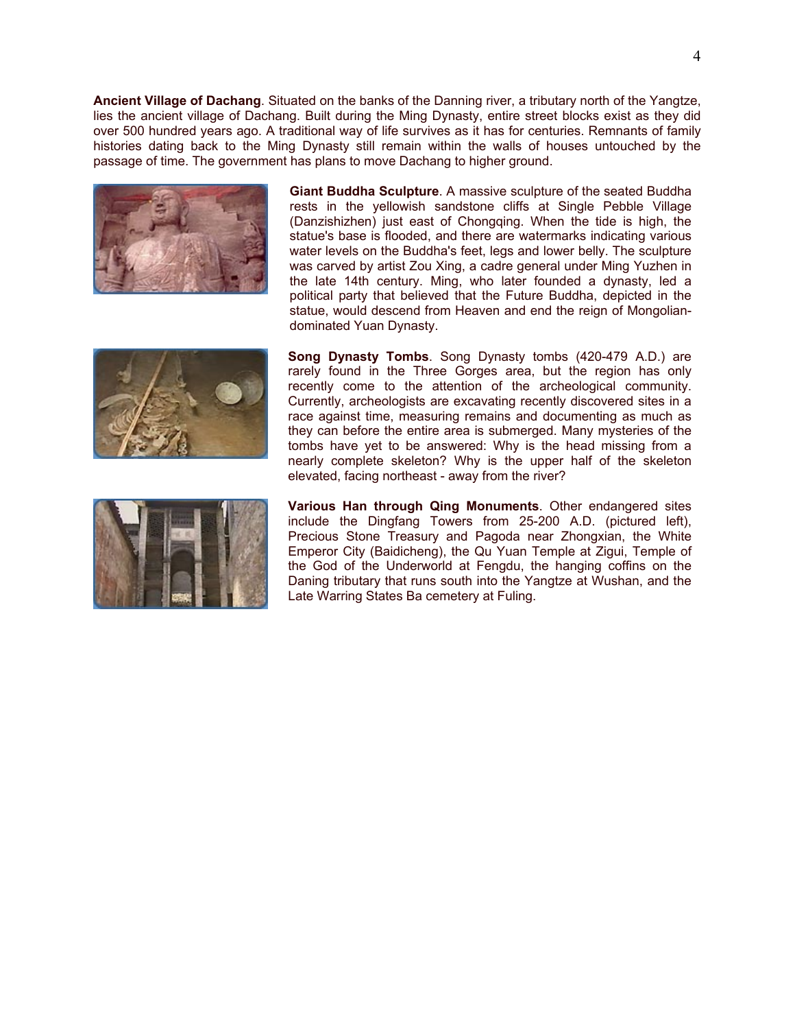**Ancient Village of Dachang**. Situated on the banks of the Danning river, a tributary north of the Yangtze, lies the ancient village of Dachang. Built during the Ming Dynasty, entire street blocks exist as they did over 500 hundred years ago. A traditional way of life survives as it has for centuries. Remnants of family histories dating back to the Ming Dynasty still remain within the walls of houses untouched by the passage of time. The government has plans to move Dachang to higher ground.

**Giant Buddha Sculpture**. A massive sculpture of the seated Buddha rests in the yellowish sandstone cliffs at Single Pebble Village (Danzishizhen) just east of Chongqing. When the tide is high, the statue's base is flooded, and there are watermarks indicating various water levels on the Buddha's feet, legs and lower belly. The sculpture was carved by artist Zou Xing, a cadre general under Ming Yuzhen in the late 14th century. Ming, who later founded a dynasty, led a political party that believed that the Future Buddha, depicted in the statue, would descend from Heaven and end the reign of Mongolian-dominated Yuan Dynasty.

**Song Dynasty Tombs**. Song Dynasty tombs (420-479 A.D.) are rarely found in the Three Gorges area, but the region has only recently come to the attention of the archeological community. Currently, archeologists are excavating recently discovered sites in a race against time, measuring remains and documenting as much as they can before the entire area is submerged. Many mysteries of the tombs have yet to be answered: Why is the head missing from a nearly complete skeleton? Why is the upper half of the skeleton elevated, facing northeast - away from the river?

**Various Han through Qing Monuments**. Other endangered sites include the Dingfang Towers from 25-200 A.D. (pictured left), Precious Stone Treasury and Pagoda near Zhongxian, the White Emperor City (Baidicheng), the Qu Yuan Temple at Zigui, Temple of the God of the Underworld at Fengdu, the hanging coffins on the Daning tributary that runs south into the Yangtze at Wushan, and the Late Warring States Ba cemetery at Fuling.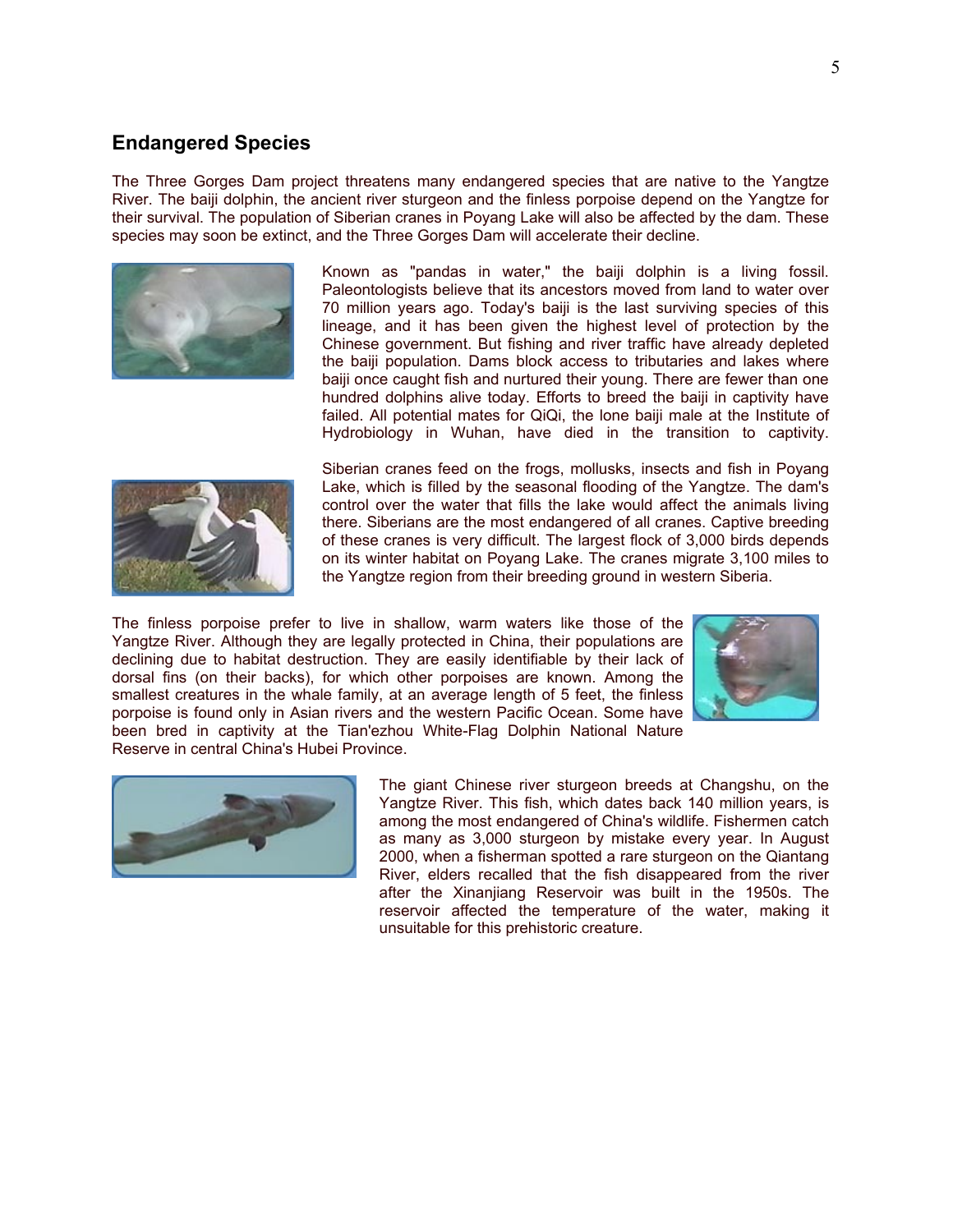## Endangered Species

The Three Gorges Dam project threatens many endangered species that are native to the Yangtze River. The baiji dolphin, the ancient river sturgeon and the finless porpoise depend on the Yangtze for their survival. The population of Siberian cranes in Poyang Lake will also be affected by the dam. These species may soon be extinct, and the Three Gorges Dam will accelerate their decline.

Known as "pandas in water," the baiji dolphin is a living fossil. Paleontologists believe that its ancestors moved from land to water over 70 million years ago. Today's baiji is the last surviving species of this lineage, and it has been given the highest level of protection by the Chinese government. But fishing and river traffic have already depleted the baiji population. Dams block access to tributaries and lakes where baiji once caught fish and nurtured their young. There are fewer than one hundred dolphins alive today. Efforts to breed the baiji in captivity have failed. All potential mates for QiQi, the lone baiji male at the Institute of Hydrobiology in Wuhan, have died in the transition to captivity.

Siberian cranes feed on the frogs, mollusks, insects and fish in Poyang Lake, which is filled by the seasonal flooding of the Yangtze. The dam's control over the water that fills the lake would affect the animals living there. Siberians are the most endangered of all cranes. Captive breeding of these cranes is very difficult. The largest flock of 3,000 birds depends on its winter habitat on Poyang Lake. The cranes migrate 3,100 miles to the Yangtze region from their breeding ground in western Siberia.

The finless porpoise prefer to live in shallow, warm waters like those of the Yangtze River. Although they are legally protected in China, their populations are declining due to habitat destruction. They are easily identifiable by their lack of dorsal fins (on their backs), for which other porpoises are known. Among the smallest creatures in the whale family, at an average length of 5 feet, the finless porpoise is found only in Asian rivers and the western Pacific Ocean. Some have been bred in captivity at the Tian'ezhou White-Flag Dolphin National Nature Reserve in central China's Hubei Province.

The giant Chinese river sturgeon breeds at Changshu, on the Yangtze River. This fish, which dates back 140 million years, is among the most endangered of China's wildlife. Fishermen catch as many as 3,000 sturgeon by mistake every year. In August 2000, when a fisherman spotted a rare sturgeon on the Qiantang River, elders recalled that the fish disappeared from the river after the Xinanjiang Reservoir was built in the 1950s. The reservoir affected the temperature of the water, making it unsuitable for this prehistoric creature.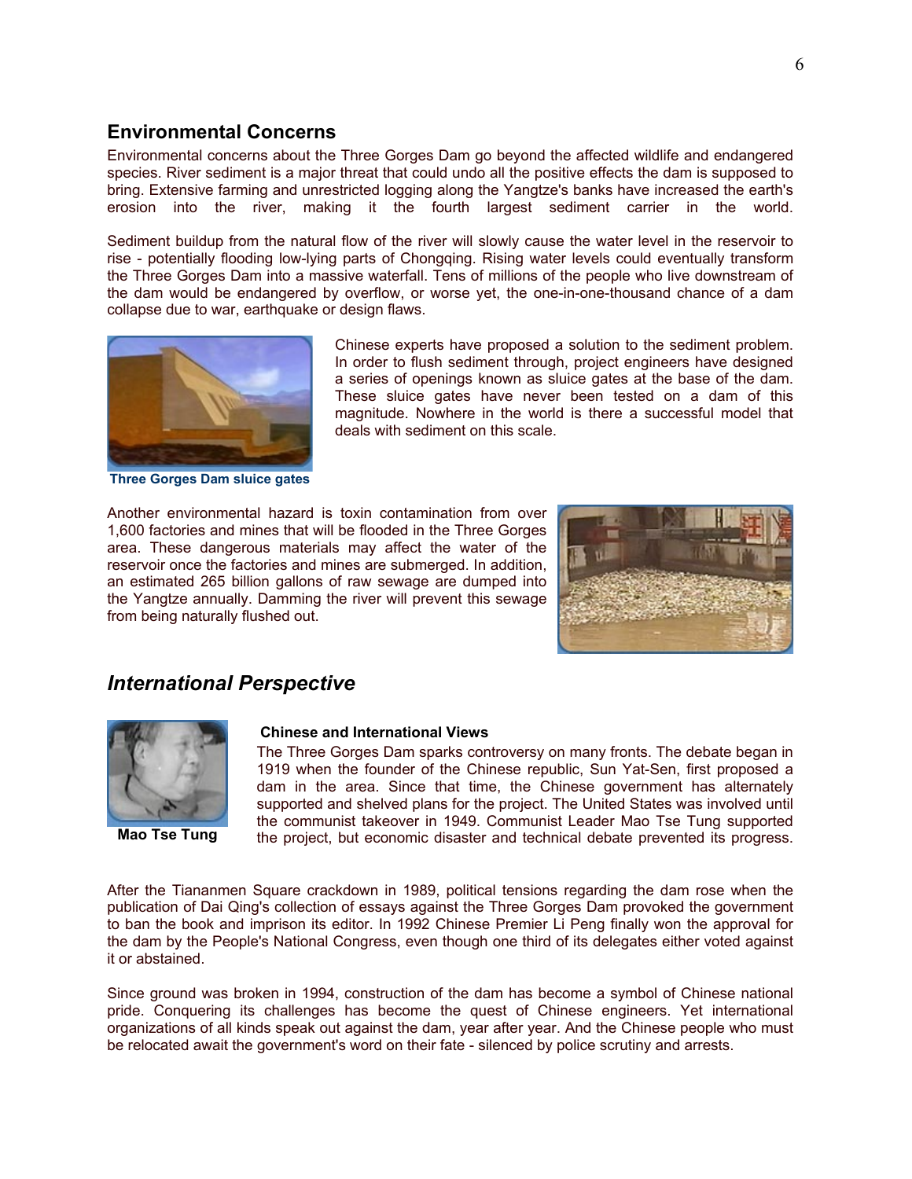## Environmental Concerns

Environmental concerns about the Three Gorges Dam go beyond the affected wildlife and endangered species. River sediment is a major threat that could undo all the positive effects the dam is supposed to bring. Extensive farming and unrestricted logging along the Yangtze's banks have increased the earth's erosion into the river, making it the fourth largest sediment carrier in the world.

Sediment buildup from the natural flow of the river will slowly cause the water level in the reservoir to rise - potentially flooding low-lying parts of Chongqing. Rising water levels could eventually transform the Three Gorges Dam into a massive waterfall. Tens of millions of the people who live downstream of the dam would be endangered by overflow, or worse yet, the one-in-one-thousand chance of a dam collapse due to war, earthquake or design flaws.

Chinese experts have proposed a solution to the sediment problem. In order to flush sediment through, project engineers have designed a series of openings known as sluice gates at the base of the dam. These sluice gates have never been tested on a dam of this magnitude. Nowhere in the world is there a successful model that deals with sediment on this scale.

**Three Gorges Dam sluice gates**

Another environmental hazard is toxin contamination from over 1,600 factories and mines that will be flooded in the Three Gorges area. These dangerous materials may affect the water of the reservoir once the factories and mines are submerged. In addition, an estimated 265 billion gallons of raw sewage are dumped into the Yangtze annually. Damming the river will prevent this sewage from being naturally flushed out.

## *International Perspective*

**Mao Tse Tung**

### Chinese and International Views

The Three Gorges Dam sparks controversy on many fronts. The debate began in 1919 when the founder of the Chinese republic, Sun Yat-Sen, first proposed a dam in the area. Since that time, the Chinese government has alternately supported and shelved plans for the project. The United States was involved until the communist takeover in 1949. Communist Leader Mao Tse Tung supported the project, but economic disaster and technical debate prevented its progress.

After the Tiananmen Square crackdown in 1989, political tensions regarding the dam rose when the publication of Dai Qing's collection of essays against the Three Gorges Dam provoked the government to ban the book and imprison its editor. In 1992 Chinese Premier Li Peng finally won the approval for the dam by the People's National Congress, even though one third of its delegates either voted against it or abstained.

Since ground was broken in 1994, construction of the dam has become a symbol of Chinese national pride. Conquering its challenges has become the quest of Chinese engineers. Yet international organizations of all kinds speak out against the dam, year after year. And the Chinese people who must be relocated await the government's word on their fate - silenced by police scrutiny and arrests.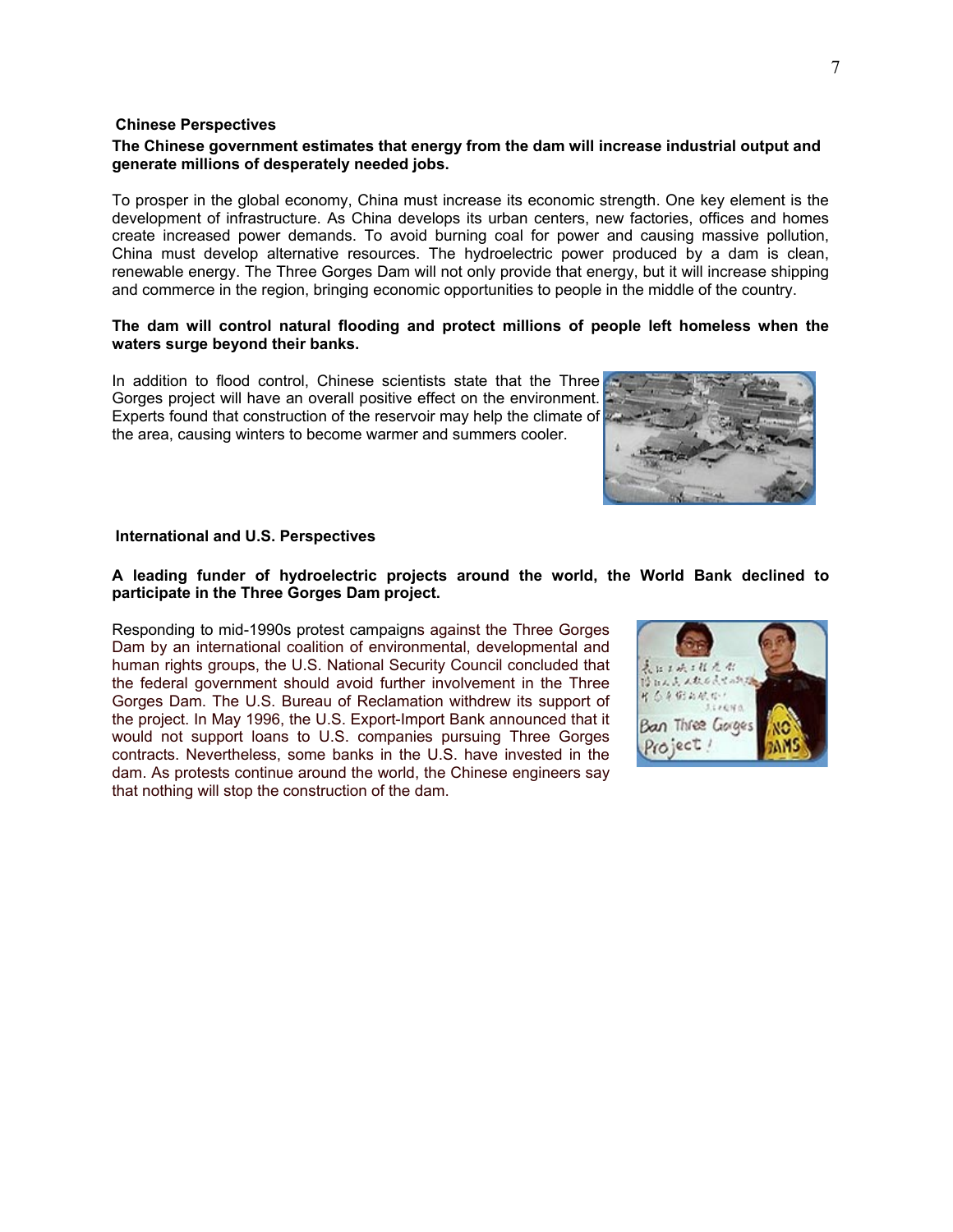## Chinese Perspectives

**The Chinese government estimates that energy from the dam will increase industrial output and generate millions of desperately needed jobs.**

To prosper in the global economy, China must increase its economic strength. One key element is the development of infrastructure. As China develops its urban centers, new factories, offices and homes create increased power demands. To avoid burning coal for power and causing massive pollution, China must develop alternative resources. The hydroelectric power produced by a dam is clean, renewable energy. The Three Gorges Dam will not only provide that energy, but it will increase shipping and commerce in the region, bringing economic opportunities to people in the middle of the country.

**The dam will control natural flooding and protect millions of people left homeless when the waters surge beyond their banks.**

In addition to flood control, Chinese scientists state that the Three Gorges project will have an overall positive effect on the environment. Experts found that construction of the reservoir may help the climate of the area, causing winters to become warmer and summers cooler.

## International and U.S. Perspectives

**A leading funder of hydroelectric projects around the world, the World Bank declined to participate in the Three Gorges Dam project.**

Responding to mid-1990s protest campaigns against the Three Gorges Dam by an international coalition of environmental, developmental and human rights groups, the U.S. National Security Council concluded that the federal government should avoid further involvement in the Three Gorges Dam. The U.S. Bureau of Reclamation withdrew its support of the project. In May 1996, the U.S. Export-Import Bank announced that it would not support loans to U.S. companies pursuing Three Gorges contracts. Nevertheless, some banks in the U.S. have invested in the dam. As protests continue around the world, the Chinese engineers say that nothing will stop the construction of the dam.